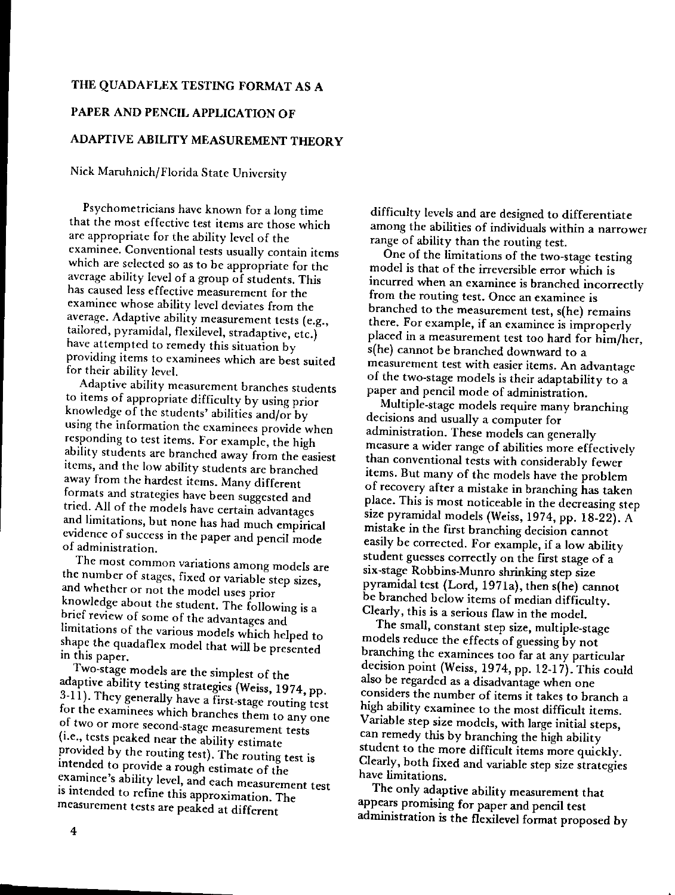# THE QUADAFLEX TESTING FORMAT AS A PAPER AND PENCIL APPLICATION OF ADAPTIVE ABILITY MEASUREMENT THEORY

Nick Maruhnich/Florida State University

Psychometricians have known for a long time that the most effective test items are those which are appropriate for the ability level of the examinee. Conventional tests usually contain items which are selected so as to be appropriate for the average ability level of a group of students. This has caused less effective measurement for the examinee whose ability level deviates from the average. Adaptive ability measurement tests (e.g., tailored, pyramidal, flexilevel, stradaptive, etc.) have attempted to remedy this situation by providing items to examinees which are best suited for their ability level.

Adaptive ability measurement branches students to items of appropriate difficulty by using prior knowledge of the students' abilities and/or by using the information the examinees provide when responding to test items. For example, the high ability students are branched away from the easiest items, and the low ability students are branched away from the hardest items. Many different formats and strategies have been suggested and tried. All of the models have certain advantages and limitations, but none has had much empirical evidence of success in the paper and pencil mode of administration.

The most common variations among models are the number of stages, fixed or variable step sizes, and whether or not the model uses prior knowledge about the student. The following is a brief review of some of the advantages and limitations of the various models which helped to shape the quadaflex model that will be presented in this paper.

Two-stage models are the simplest of the adaptive ability testing strategies (Weiss, 1974, pp. 3-11). They generally have a first-stage routing test for the examinees which branches them to any one of two or more second-stage measurement tests (i.e., tests peaked near the ability estimate provided by the routing test). The routing test is intended to provide a rough estimate of the examinee's ability level, and each measurement test is intended to refine this approximation. The measurement tests are peaked at different difficulty levels and are designed to differentiate among the abilities of individuals within a narrower range of ability than the routing test.

One of the limitations of the two-stage testing model is that of the irreversible error which is incurred when an examinee is branched incorrectly from the routing test. Once an examinee is branched to the measurement test, s(he) remains there. For example, if an examinee is improperly placed in a measurement test too hard for him/her, s(he) cannot be branched downward to a measurement test with easier items. An advantage of the two-stage models is their adaptability to a paper and pencil mode of administration.

Multiple-stage models require many branching decisions and usually a computer for administration. These models can generally measure a wider range of abilities more effectively than conventional tests with considerably fewer items. But many of the models have the problem of recovery after a mistake in branching has taken place. This is most noticeable in the decreasing step size pyramidal models (Weiss, 1974, pp. 18-22). A mistake in the first branching decision cannot easily be corrected. For example, if a low ability student guesses correctly on the first stage of a six-stage Robbins-Munro shrinking step size pyramidal test (Lord, 1971a), then s(he) cannot be branched below items of median difficulty. Clearly, this is a serious flaw in the model.

The small, constant step size, multiple-stage models reduce the effects of guessing by not branching the examinees too far at any particular decision point (Weiss, 1974, pp. 12-17). This could also be regarded as a disadvantage when one considers the number of items it takes to branch a high ability examinee to the most difficult items. Variable step size models, with large initial steps, can remedy this by branching the high ability student to the more difficult items more quickly. Clearly, both fixed and variable step size strategies have limitations.

The only adaptive ability measurement that appears promising for paper and pencil test administration is the flexilevel format proposed by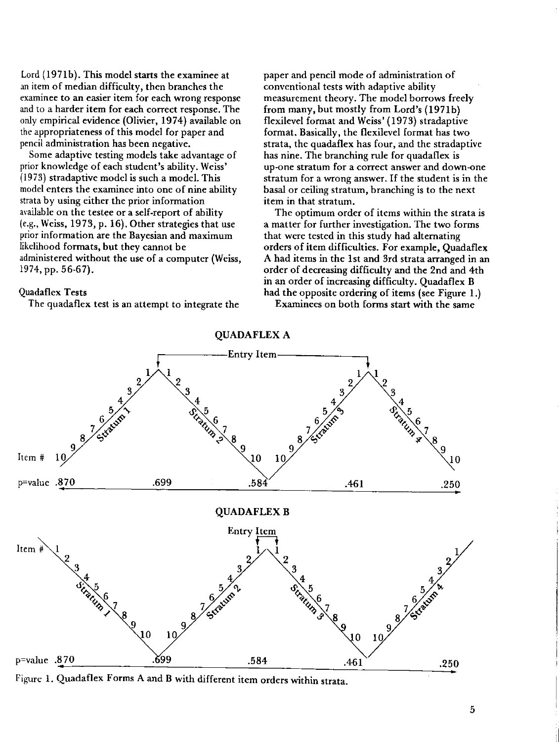Lord (1971b). This model starts the examinee at an item of median difficulty, then branches the examinee to an easier item for each wrong response and to a harder item for each correct response. The only empirical evidence (Olivier, 1974) available on the appropriateness of this model for paper and pencil administration has been negative.

Some adaptive testing models take advantage of prior knowledge of each student's ability. Weiss' (1973) stradaptive model is such a model. This model enters the examinee into one of nine ability strata by using either the prior information available on the testee or a self-report of ability (e.g., Weiss, 1973, p. 16). Other strategies that use prior information are the Bayesian and maximum likelihood formats, but they cannot be administered without the use of a computer (Weiss, 1974, pp. 56-67).

Quadaflex Tests

The quadaflex test is an attempt to integrate the paper and pencil mode of administration of conventional tests with adaptive ability measurement theory. The model borrows freely from many, but mostly from Lord's (1971b) flexilevel format and Weiss' (1973) stradaptive format. Basically, the flexilevel format has two strata, the quadaflex has four, and the stradaptive has nine. The branching rule for quadaflex is up-one stratum for a correct answer and down-one stratum for a wrong answer. If the student is in the basal or ceiling stratum, branching is to the next item in that stratum.

The optimum order of items within the strata is a matter for further investigation. The two forms that were tested in this study had alternating orders of item difficulties. For example, Quadaflex A had items in the 1st and 3rd strata arranged in an order of decreasing difficulty and the 2nd and 4th in an order of increasing difficulty. Quadaflex B had the opposite ordering of items (see Figure 1.)

Examinees on both forms start with the same

QUADAFLEX A

Entry Item

Stratum 1, Stratum 2, Stratum 3, Stratum 4

Item # 1 2 3 4 5 6 7 8 9 10

p=value .870 .699 .584 .461 .250

QUADAFLEX B

Entry Item

Stratum 1, Stratum 2, Stratum 3, Stratum 4

Item # 1 2 3 4 5 6 7 8 9 10

p=value .870 .699 .584 .461 .250

Figure 1. Quadaflex Forms A and B with different item orders within strata.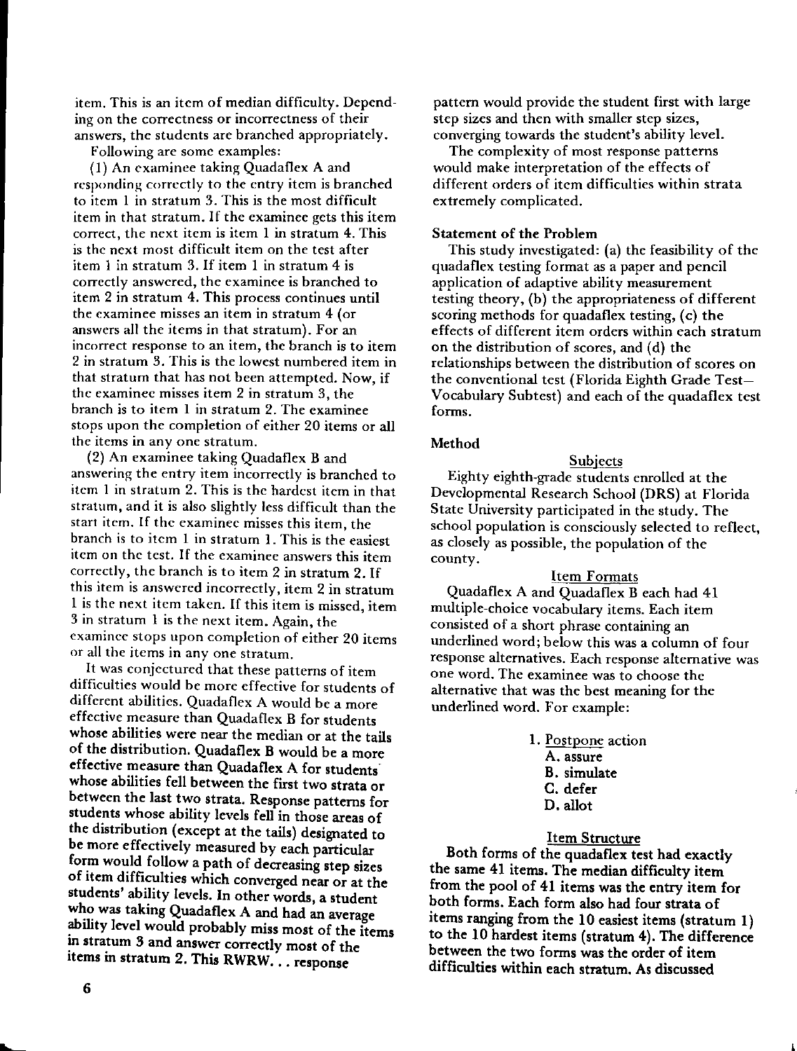item. This is an item of median difficulty. Depending on the correctness or incorrectness of their answers, the students are branched appropriately.

Following are some examples:

(1) An examinee taking Quadaflex A and responding correctly to the entry item is branched to item 1 in stratum 3. This is the most difficult item in that stratum. If the examinee gets this item correct, the next item is item 1 in stratum 4. This is the next most difficult item on the test after item 1 in stratum 3. If item 1 in stratum 4 is correctly answered, the examinee is branched to item 2 in stratum 4. This process continues until the examinee misses an item in stratum 4 (or answers all the items in that stratum). For an incorrect response to an item, the branch is to item 2 in stratum 3. This is the lowest numbered item in that stratum that has not been attempted. Now, if the examinee misses item 2 in stratum 3, the branch is to item 1 in stratum 2. The examinee stops upon the completion of either 20 items or all the items in any one stratum.

(2) An examinee taking Quadaflex B and answering the entry item incorrectly is branched to item 1 in stratum 2. This is the hardest item in that stratum, and it is also slightly less difficult than the start item. If the examinee misses this item, the branch is to item 1 in stratum 1. This is the easiest item on the test. If the examinee answers this item correctly, the branch is to item 2 in stratum 2. If this item is answered incorrectly, item 2 in stratum 1 is the next item taken. If this item is missed, item 3 in stratum 1 is the next item. Again, the examinee stops upon completion of either 20 items or all the items in any one stratum.

It was conjectured that these patterns of item difficulties would be more effective for students of different abilities. Quadaflex A would be a more effective measure than Quadaflex B for students whose abilities were near the median or at the tails of the distribution. Quadaflex B would be a more effective measure than Quadaflex A for students whose abilities fell between the first two strata or between the last two strata. Response patterns for students whose ability levels fell in those areas of the distribution (except at the tails) designated to be more effectively measured by each particular form would follow a path of decreasing step sizes of item difficulties which converged near or at the students' ability levels. In other words, a student who was taking Quadaflex A and had an average ability level would probably miss most of the items in stratum 3 and answer correctly most of the items in stratum 2. This RWRW. . . response pattern would provide the student first with large step sizes and then with smaller step sizes, converging towards the student's ability level.

The complexity of most response patterns would make interpretation of the effects of different orders of item difficulties within strata extremely complicated.

### Statement of the Problem

This study investigated: (a) the feasibility of the quadaflex testing format as a paper and pencil application of adaptive ability measurement testing theory, (b) the appropriateness of different scoring methods for quadaflex testing, (c) the effects of different item orders within each stratum on the distribution of scores, and (d) the relationships between the distribution of scores on the conventional test (Florida Eighth Grade Test—Vocabulary Subtest) and each of the quadaflex test forms.

### Method

#### Subjects

Eighty eighth-grade students enrolled at the Developmental Research School (DRS) at Florida State University participated in the study. The school population is consciously selected to reflect, as closely as possible, the population of the county.

#### Item Formats

Quadaflex A and Quadaflex B each had 41 multiple-choice vocabulary items. Each item consisted of a short phrase containing an underlined word; below this was a column of four response alternatives. Each response alternative was one word. The examinee was to choose the alternative that was the best meaning for the underlined word. For example:

1. Postpone action
   - A. assure
   - B. simulate
   - C. defer
   - D. allot

#### Item Structure

Both forms of the quadaflex test had exactly the same 41 items. The median difficulty item from the pool of 41 items was the entry item for both forms. Each form also had four strata of items ranging from the 10 easiest items (stratum 1) to the 10 hardest items (stratum 4). The difference between the two forms was the order of item difficulties within each stratum. As discussed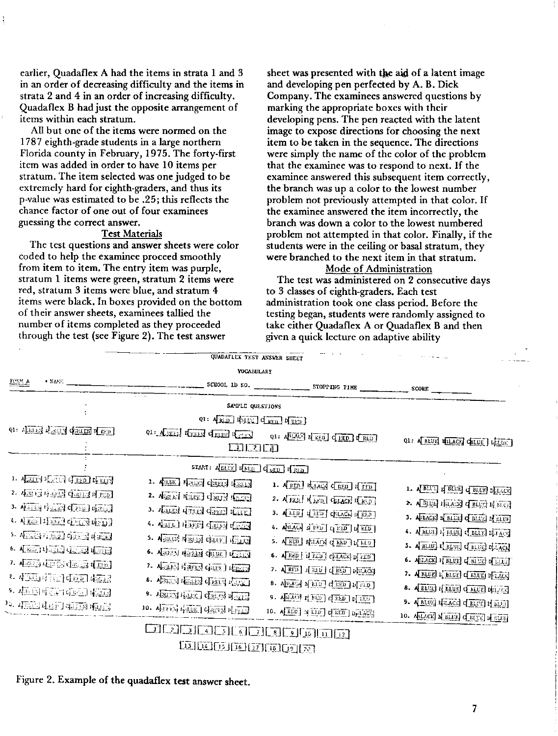earlier, Quadaflex A had the items in strata 1 and 3 in an order of decreasing difficulty and the items in strata 2 and 4 in an order of increasing difficulty. Quadaflex B had just the opposite arrangement of items within each stratum.

All but one of the items were normed on the 1787 eighth-grade students in a large northern Florida county in February, 1975. The forty-first item was added in order to have 10 items per stratum. The item selected was one judged to be extremely hard for eighth-graders, and thus its p-value was estimated to be .25; this reflects the chance factor of one out of four examinees guessing the correct answer.

## Test Materials

The test questions and answer sheets were color coded to help the examinee proceed smoothly from item to item. The entry item was purple, stratum 1 items were green, stratum 2 items were red, stratum 3 items were blue, and stratum 4 items were black. In boxes provided on the bottom of their answer sheets, examinees tallied the number of items completed as they proceeded through the test (see Figure 2). The test answer sheet was presented with the aid of a latent image and developing pen perfected by A. B. Dick Company. The examinees answered questions by marking the appropriate boxes with their developing pens. The pen reacted with the latent image to expose directions for choosing the next item to be taken in the sequence. The directions were simply the name of the color of the problem that the examinee was to respond to next. If the examinee answered this subsequent item correctly, the branch was up a color to the lowest number problem not previously attempted in that color. If the examinee answered the item incorrectly, the branch was down a color to the lowest numbered problem not attempted in that color. Finally, if the students were in the ceiling or basal stratum, they were branched to the next item in that stratum.

## Mode of Administration

The test was administered on 2 consecutive days to 3 classes of eighth-graders. Each test administration took one class period. Before the testing began, students were randomly assigned to take either Quadaflex A or Quadaflex B and then given a quick lecture on adaptive ability

QUADAFLEX TEST ANSWER SHEET

VOCABULARY

FORM A • NAME SCHOOL ID NO. STOPPING TIME SCORE

SAMPLE QUESTIONS

START:

1 2 3 4 5 6 7 8 9 10 11 12

13 14 15 16 17 18 19 20

Figure 2. Example of the quadaflex test answer sheet.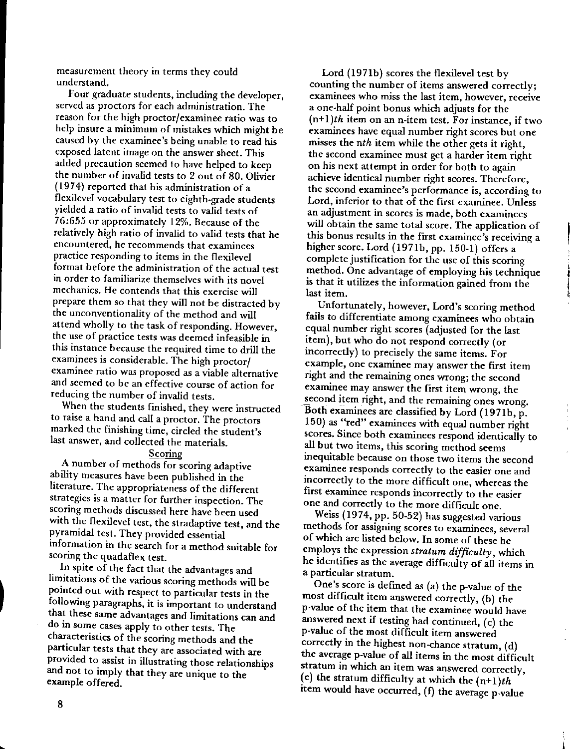measurement theory in terms they could understand.

Four graduate students, including the developer, served as proctors for each administration. The reason for the high proctor/examinee ratio was to help insure a minimum of mistakes which might be caused by the examinee's being unable to read his exposed latent image on the answer sheet. This added precaution seemed to have helped to keep the number of invalid tests to 2 out of 80. Olivier (1974) reported that his administration of a flexilevel vocabulary test to eighth-grade students yielded a ratio of invalid tests to valid tests of 76:655 or approximately 12%. Because of the relatively high ratio of invalid to valid tests that he encountered, he recommends that examinees practice responding to items in the flexilevel format before the administration of the actual test in order to familiarize themselves with its novel mechanics. He contends that this exercise will prepare them so that they will not be distracted by the unconventionality of the method and will attend wholly to the task of responding. However, the use of practice tests was deemed infeasible in this instance because the required time to drill the examinees is considerable. The high proctor/examinee ratio was proposed as a viable alternative and seemed to be an effective course of action for reducing the number of invalid tests.

When the students finished, they were instructed to raise a hand and call a proctor. The proctors marked the finishing time, circled the student's last answer, and collected the materials.

## Scoring

A number of methods for scoring adaptive ability measures have been published in the literature. The appropriateness of the different strategies is a matter for further inspection. The scoring methods discussed here have been used with the flexilevel test, the stradaptive test, and the pyramidal test. They provided essential information in the search for a method suitable for scoring the quadaflex test.

In spite of the fact that the advantages and limitations of the various scoring methods will be pointed out with respect to particular tests in the following paragraphs, it is important to understand that these same advantages and limitations can and do in some cases apply to other tests. The characteristics of the scoring methods and the particular tests that they are associated with are provided to assist in illustrating those relationships and not to imply that they are unique to the example offered.

Lord (1971b) scores the flexilevel test by counting the number of items answered correctly; examinees who miss the last item, however, receive a one-half point bonus which adjusts for the (n+1)*th* item on an n-item test. For instance, if two examinees have equal number right scores but one misses the n*th* item while the other gets it right, the second examinee must get a harder item right on his next attempt in order for both to again achieve identical number right scores. Therefore, the second examinee's performance is, according to Lord, inferior to that of the first examinee. Unless an adjustment in scores is made, both examinees will obtain the same total score. The application of this bonus results in the first examinee's receiving a higher score. Lord (1971b, pp. 150-1) offers a complete justification for the use of this scoring method. One advantage of employing his technique is that it utilizes the information gained from the last item.

Unfortunately, however, Lord's scoring method fails to differentiate among examinees who obtain equal number right scores (adjusted for the last item), but who do not respond correctly (or incorrectly) to precisely the same items. For example, one examinee may answer the first item right and the remaining ones wrong; the second examinee may answer the first item wrong, the second item right, and the remaining ones wrong. Both examinees are classified by Lord (1971b, p. 150) as "red" examinees with equal number right scores. Since both examinees respond identically to all but two items, this scoring method seems inequitable because on those two items the second examinee responds correctly to the easier one and incorrectly to the more difficult one, whereas the first examinee responds incorrectly to the easier one and correctly to the more difficult one.

Weiss (1974, pp. 50-52) has suggested various methods for assigning scores to examinees, several of which are listed below. In some of these he employs the expression *stratum difficulty*, which he identifies as the average difficulty of all items in a particular stratum.

One's score is defined as (a) the p-value of the most difficult item answered correctly, (b) the p-value of the item that the examinee would have answered next if testing had continued, (c) the p-value of the most difficult item answered correctly in the highest non-chance stratum, (d) the average p-value of all items in the most difficult stratum in which an item was answered correctly, (e) the stratum difficulty at which the (n+1)*th* item would have occurred, (f) the average p-value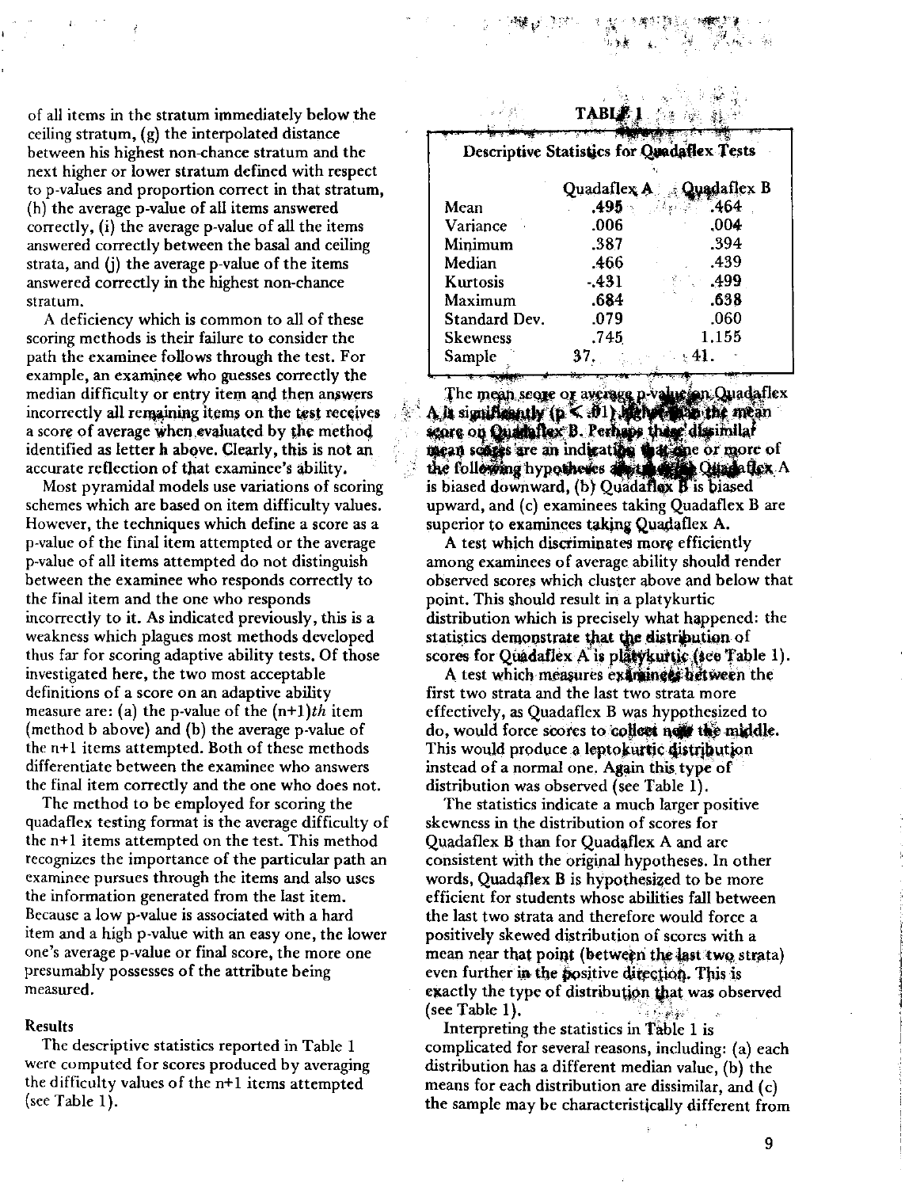of all items in the stratum immediately below the ceiling stratum, (g) the interpolated distance between his highest non-chance stratum and the next higher or lower stratum defined with respect to p-values and proportion correct in that stratum, (h) the average p-value of all items answered correctly, (i) the average p-value of all the items answered correctly between the basal and ceiling strata, and (j) the average p-value of the items answered correctly in the highest non-chance stratum.

A deficiency which is common to all of these scoring methods is their failure to consider the path the examinee follows through the test. For example, an examinee who guesses correctly the median difficulty or entry item and then answers incorrectly all remaining items on the test receives a score of average when evaluated by the method identified as letter **h** above. Clearly, this is not an accurate reflection of that examinee's ability.

Most pyramidal models use variations of scoring schemes which are based on item difficulty values. However, the techniques which define a score as a p-value of the final item attempted or the average p-value of all items attempted do not distinguish between the examinee who responds correctly to the final item and the one who responds incorrectly to it. As indicated previously, this is a weakness which plagues most methods developed thus far for scoring adaptive ability tests. Of those investigated here, the two most acceptable definitions of a score on an adaptive ability measure are: (a) the p-value of the (n+1)*th* item (method b above) and (b) the average p-value of the n+1 items attempted. Both of these methods differentiate between the examinee who answers the final item correctly and the one who does not.

The method to be employed for scoring the quadaflex testing format is the average difficulty of the n+1 items attempted on the test. This method recognizes the importance of the particular path an examinee pursues through the items and also uses the information generated from the last item. Because a low p-value is associated with a hard item and a high p-value with an easy one, the lower one's average p-value or final score, the more one presumably possesses of the attribute being measured.

### Results

The descriptive statistics reported in Table 1 were computed for scores produced by averaging the difficulty values of the n+1 items attempted (see Table 1).

**TABLE 1**

**Descriptive Statistics for Quadaflex Tests**

| | Quadaflex A | Quadaflex B |
|---|---|---|
| Mean | .495 | .464 |
| Variance | .006 | .004 |
| Minimum | .387 | .394 |
| Median | .466 | .439 |
| Kurtosis | -.431 | .499 |
| Maximum | .684 | .638 |
| Standard Dev. | .079 | .060 |
| Skewness | .745 | 1.155 |
| Sample | 37. | 41. |

The mean score or average p-value on Quadaflex A is significantly ($p < .01$) higher than the mean score on Quadaflex B. Perhaps these dissimilar mean scores are an indication that one or more of the following hypotheses are true: (a) Quadaflex A is biased downward, (b) Quadaflex B is biased upward, and (c) examinees taking Quadaflex B are superior to examinees taking Quadaflex A.

A test which discriminates more efficiently among examinees of average ability should render observed scores which cluster above and below that point. This should result in a platykurtic distribution which is precisely what happened: the statistics demonstrate that the distribution of scores for Quadaflex A is platykurtic (see Table 1).

A test which measures examinees between the first two strata and the last two strata more effectively, as Quadaflex B was hypothesized to do, would force scores to collect near the middle. This would produce a leptokurtic distribution instead of a normal one. Again this type of distribution was observed (see Table 1).

The statistics indicate a much larger positive skewness in the distribution of scores for Quadaflex B than for Quadaflex A and are consistent with the original hypotheses. In other words, Quadaflex B is hypothesized to be more efficient for students whose abilities fall between the last two strata and therefore would force a positively skewed distribution of scores with a mean near that point (between the last two strata) even further in the positive direction. This is exactly the type of distribution that was observed (see Table 1).

Interpreting the statistics in Table 1 is complicated for several reasons, including: (a) each distribution has a different median value, (b) the means for each distribution are dissimilar, and (c) the sample may be characteristically different from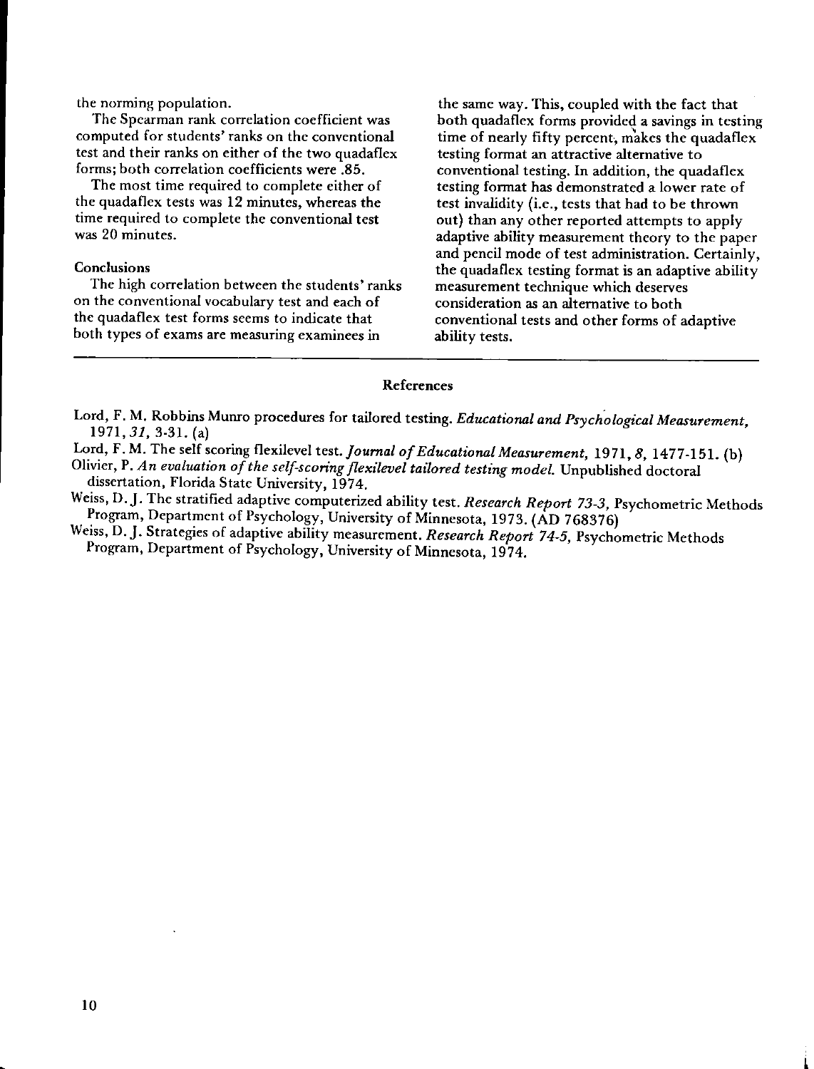the norming population.

The Spearman rank correlation coefficient was computed for students' ranks on the conventional test and their ranks on either of the two quadaflex forms; both correlation coefficients were .85.

The most time required to complete either of the quadaflex tests was 12 minutes, whereas the time required to complete the conventional test was 20 minutes.

### Conclusions

The high correlation between the students' ranks on the conventional vocabulary test and each of the quadaflex test forms seems to indicate that both types of exams are measuring examinees in the same way. This, coupled with the fact that both quadaflex forms provided a savings in testing time of nearly fifty percent, makes the quadaflex testing format an attractive alternative to conventional testing. In addition, the quadaflex testing format has demonstrated a lower rate of test invalidity (i.e., tests that had to be thrown out) than any other reported attempts to apply adaptive ability measurement theory to the paper and pencil mode of test administration. Certainly, the quadaflex testing format is an adaptive ability measurement technique which deserves consideration as an alternative to both conventional tests and other forms of adaptive ability tests.

## References

Lord, F. M. Robbins Munro procedures for tailored testing. *Educational and Psychological Measurement*, 1971, *31*, 3-31. (a)

Lord, F. M. The self scoring flexilevel test. *Journal of Educational Measurement*, 1971, *8*, 1477-151. (b)

Olivier, P. *An evaluation of the self-scoring flexilevel tailored testing model.* Unpublished doctoral dissertation, Florida State University, 1974.

Weiss, D. J. The stratified adaptive computerized ability test. *Research Report 73-3*, Psychometric Methods Program, Department of Psychology, University of Minnesota, 1973. (AD 768376)

Weiss, D. J. Strategies of adaptive ability measurement. *Research Report 74-5*, Psychometric Methods Program, Department of Psychology, University of Minnesota, 1974.